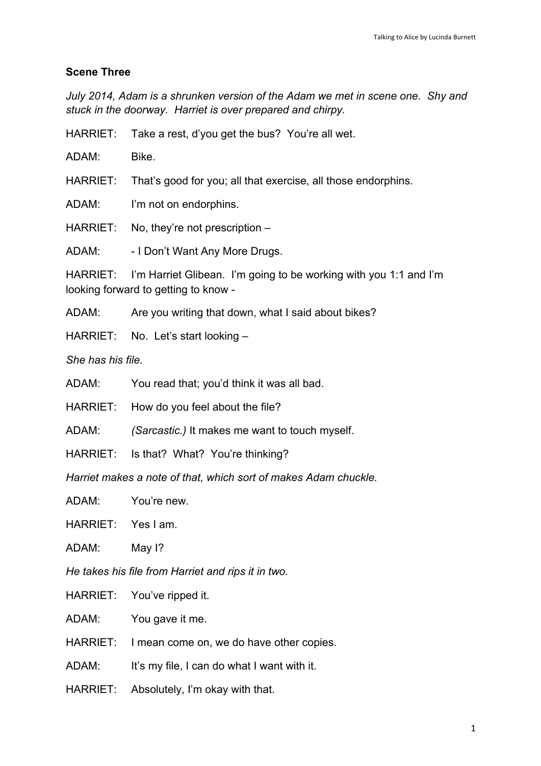**Scene Three**

*July 2014, Adam is a shrunken version of the Adam we met in scene one. Shy and stuck in the doorway. Harriet is over prepared and chirpy.*

HARRIET: Take a rest, d'you get the bus? You're all wet.

ADAM: Bike.

HARRIET: That's good for you; all that exercise, all those endorphins.

ADAM: I'm not on endorphins.

HARRIET: No, they're not prescription –

ADAM: - I Don't Want Any More Drugs.

HARRIET: I'm Harriet Glibean. I'm going to be working with you 1:1 and I'm looking forward to getting to know -

ADAM: Are you writing that down, what I said about bikes?

HARRIET: No. Let's start looking –

*She has his file.*

ADAM: You read that; you'd think it was all bad.

HARRIET: How do you feel about the file?

ADAM: *(Sarcastic.)* It makes me want to touch myself.

HARRIET: Is that? What? You're thinking?

*Harriet makes a note of that, which sort of makes Adam chuckle.*

ADAM: You're new.

HARRIET: Yes I am.

ADAM: May I?

*He takes his file from Harriet and rips it in two.*

HARRIET: You've ripped it.

ADAM: You gave it me.

HARRIET: I mean come on, we do have other copies.

ADAM: It's my file, I can do what I want with it.

HARRIET: Absolutely, I'm okay with that.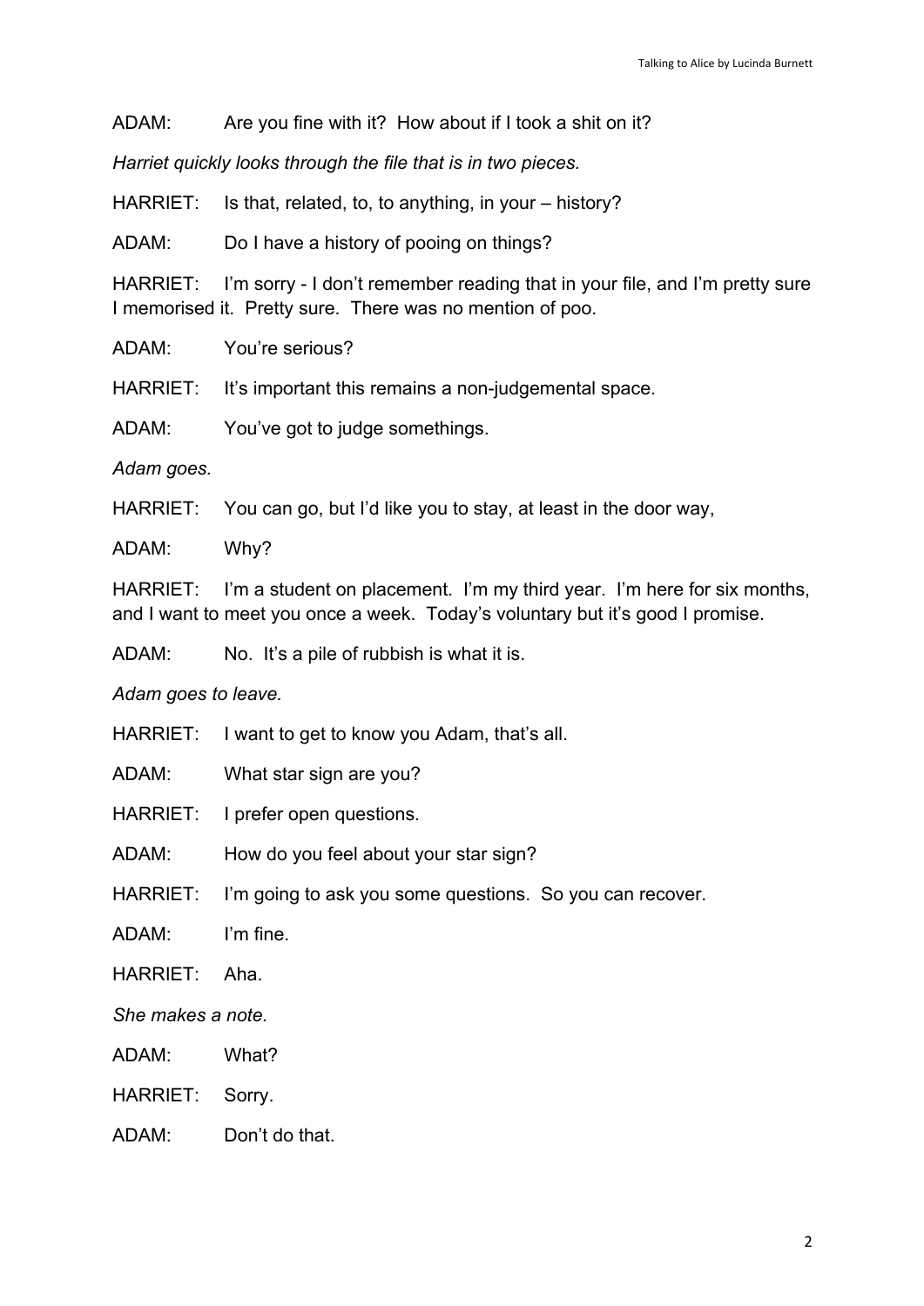ADAM: Are you fine with it? How about if I took a shit on it?

*Harriet quickly looks through the file that is in two pieces.*

HARRIET: Is that, related, to, to anything, in your – history?

ADAM: Do I have a history of pooing on things?

HARRIET: I'm sorry - I don't remember reading that in your file, and I'm pretty sure I memorised it. Pretty sure. There was no mention of poo.

ADAM: You're serious?

HARRIET: It's important this remains a non-judgemental space.

ADAM: You've got to judge somethings.

*Adam goes.*

HARRIET: You can go, but I'd like you to stay, at least in the door way,

ADAM: Why?

HARRIET: I'm a student on placement. I'm my third year. I'm here for six months, and I want to meet you once a week. Today's voluntary but it's good I promise.

ADAM: No. It's a pile of rubbish is what it is.

*Adam goes to leave.*

HARRIET: I want to get to know you Adam, that's all.

ADAM: What star sign are you?

HARRIET: I prefer open questions.

ADAM: How do you feel about your star sign?

HARRIET: I'm going to ask you some questions. So you can recover.

ADAM: I'm fine.

HARRIET: Aha.

*She makes a note.*

ADAM: What?

HARRIET: Sorry.

ADAM: Don't do that.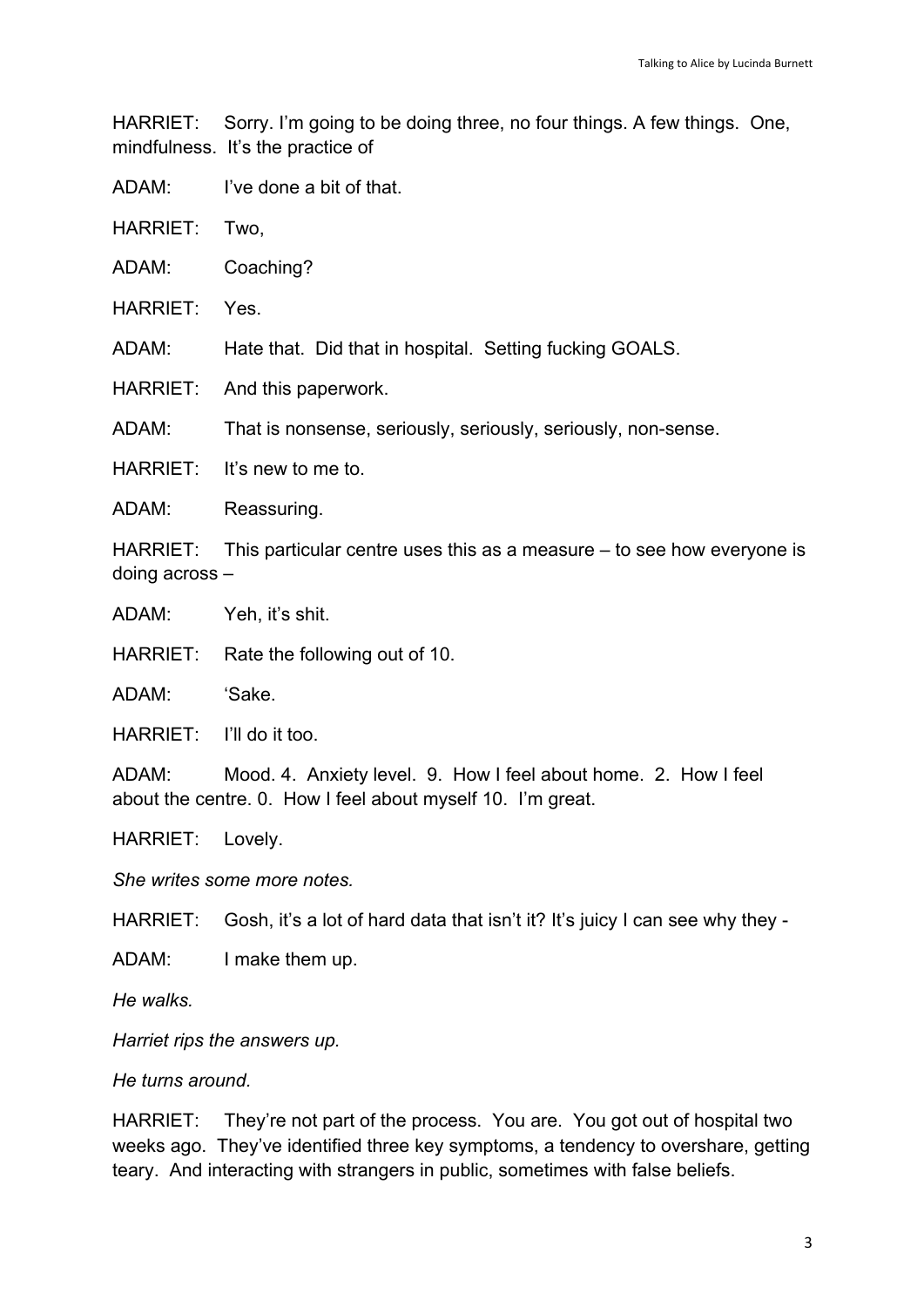HARRIET: Sorry. I'm going to be doing three, no four things. A few things. One, mindfulness. It's the practice of

ADAM: I've done a bit of that.

HARRIET: Two,

ADAM: Coaching?

HARRIET: Yes.

ADAM: Hate that. Did that in hospital. Setting fucking GOALS.

HARRIET: And this paperwork.

ADAM: That is nonsense, seriously, seriously, seriously, non-sense.

HARRIET: It's new to me to.

ADAM: Reassuring.

HARRIET: This particular centre uses this as a measure – to see how everyone is doing across –

ADAM: Yeh, it's shit.

HARRIET: Rate the following out of 10.

ADAM: 'Sake.

HARRIET: I'll do it too.

ADAM: Mood. 4. Anxiety level. 9. How I feel about home. 2. How I feel about the centre. 0. How I feel about myself 10. I'm great.

HARRIET: Lovely.

*She writes some more notes.*

HARRIET: Gosh, it's a lot of hard data that isn't it? It's juicy I can see why they -

ADAM: I make them up.

*He walks.*

*Harriet rips the answers up.*

*He turns around.*

HARRIET: They're not part of the process. You are. You got out of hospital two weeks ago. They've identified three key symptoms, a tendency to overshare, getting teary. And interacting with strangers in public, sometimes with false beliefs.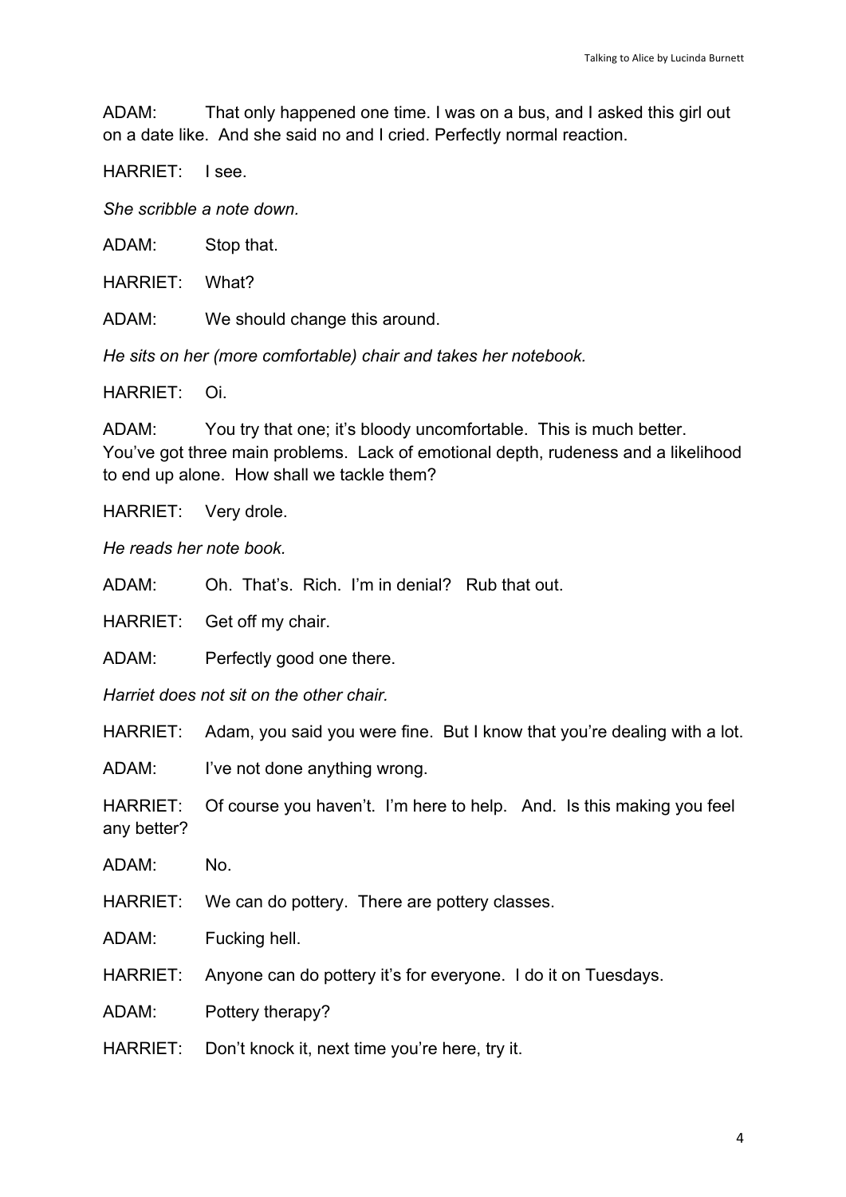ADAM: That only happened one time. I was on a bus, and I asked this girl out on a date like. And she said no and I cried. Perfectly normal reaction.

HARRIET: I see.

*She scribble a note down.*

ADAM: Stop that.

HARRIET: What?

ADAM: We should change this around.

*He sits on her (more comfortable) chair and takes her notebook.*

HARRIET: Oi.

ADAM: You try that one; it's bloody uncomfortable. This is much better. You've got three main problems. Lack of emotional depth, rudeness and a likelihood to end up alone. How shall we tackle them?

HARRIET: Very drole.

*He reads her note book.*

ADAM: Oh. That's. Rich. I'm in denial? Rub that out.

HARRIET: Get off my chair.

ADAM: Perfectly good one there.

*Harriet does not sit on the other chair.*

HARRIET: Adam, you said you were fine. But I know that you're dealing with a lot.

ADAM: I've not done anything wrong.

HARRIET: Of course you haven't. I'm here to help. And. Is this making you feel any better?

ADAM: No.

HARRIET: We can do pottery. There are pottery classes.

ADAM: Fucking hell.

HARRIET: Anyone can do pottery it's for everyone. I do it on Tuesdays.

ADAM: Pottery therapy?

HARRIET: Don't knock it, next time you're here, try it.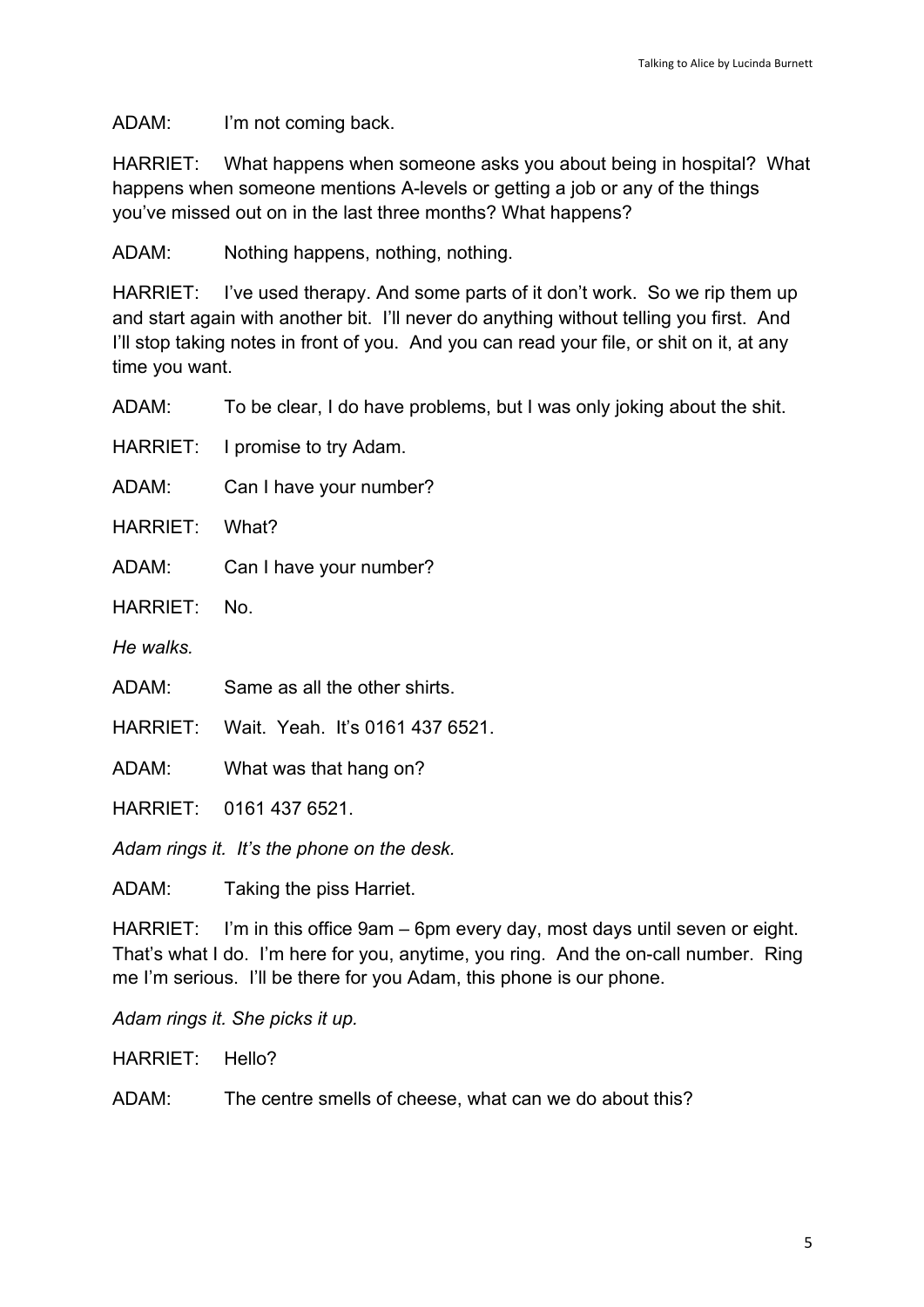ADAM: I'm not coming back.

HARRIET: What happens when someone asks you about being in hospital? What happens when someone mentions A-levels or getting a job or any of the things you've missed out on in the last three months? What happens?

ADAM: Nothing happens, nothing, nothing.

HARRIET: I've used therapy. And some parts of it don't work. So we rip them up and start again with another bit. I'll never do anything without telling you first. And I'll stop taking notes in front of you. And you can read your file, or shit on it, at any time you want.

ADAM: To be clear, I do have problems, but I was only joking about the shit.

HARRIET: I promise to try Adam.

ADAM: Can I have your number?

HARRIET: What?

ADAM: Can I have your number?

HARRIET: No.

*He walks.*

ADAM: Same as all the other shirts.

HARRIET: Wait. Yeah. It's 0161 437 6521.

ADAM: What was that hang on?

HARRIET: 0161 437 6521.

*Adam rings it. It's the phone on the desk.*

ADAM: Taking the piss Harriet.

HARRIET: I'm in this office 9am – 6pm every day, most days until seven or eight. That's what I do. I'm here for you, anytime, you ring. And the on-call number. Ring me I'm serious. I'll be there for you Adam, this phone is our phone.

*Adam rings it. She picks it up.*

HARRIET: Hello?

ADAM: The centre smells of cheese, what can we do about this?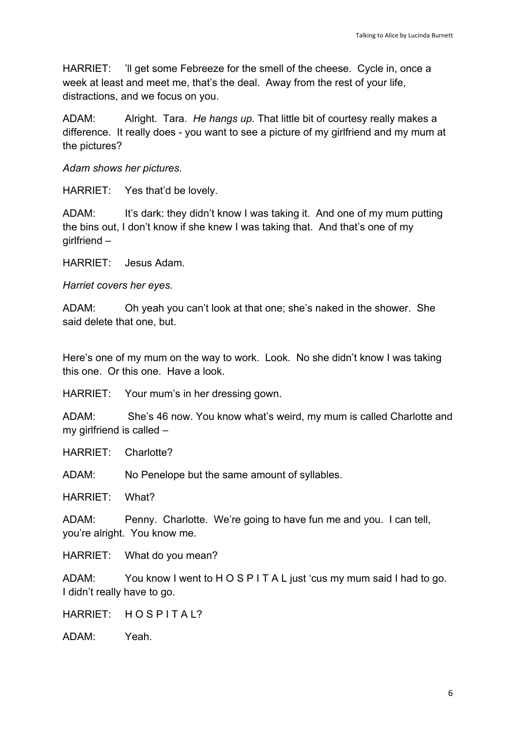HARRIET: 'll get some Febreeze for the smell of the cheese. Cycle in, once a week at least and meet me, that's the deal. Away from the rest of your life, distractions, and we focus on you.

ADAM: Alright. Tara. *He hangs up.* That little bit of courtesy really makes a difference. It really does - you want to see a picture of my girlfriend and my mum at the pictures?

*Adam shows her pictures.*

HARRIET: Yes that'd be lovely.

ADAM: It's dark: they didn't know I was taking it. And one of my mum putting the bins out, I don't know if she knew I was taking that. And that's one of my girlfriend –

HARRIET: Jesus Adam.

*Harriet covers her eyes.*

ADAM: Oh yeah you can't look at that one; she's naked in the shower. She said delete that one, but.

Here's one of my mum on the way to work. Look. No she didn't know I was taking this one. Or this one. Have a look.

HARRIET: Your mum's in her dressing gown.

ADAM: She's 46 now. You know what's weird, my mum is called Charlotte and my girlfriend is called –

HARRIET: Charlotte?

ADAM: No Penelope but the same amount of syllables.

HARRIET: What?

ADAM: Penny. Charlotte. We're going to have fun me and you. I can tell, you're alright. You know me.

HARRIET: What do you mean?

ADAM: You know I went to H O S P I T A L just 'cus my mum said I had to go. I didn't really have to go.

HARRIET: H O S P I T A L?

ADAM: Yeah.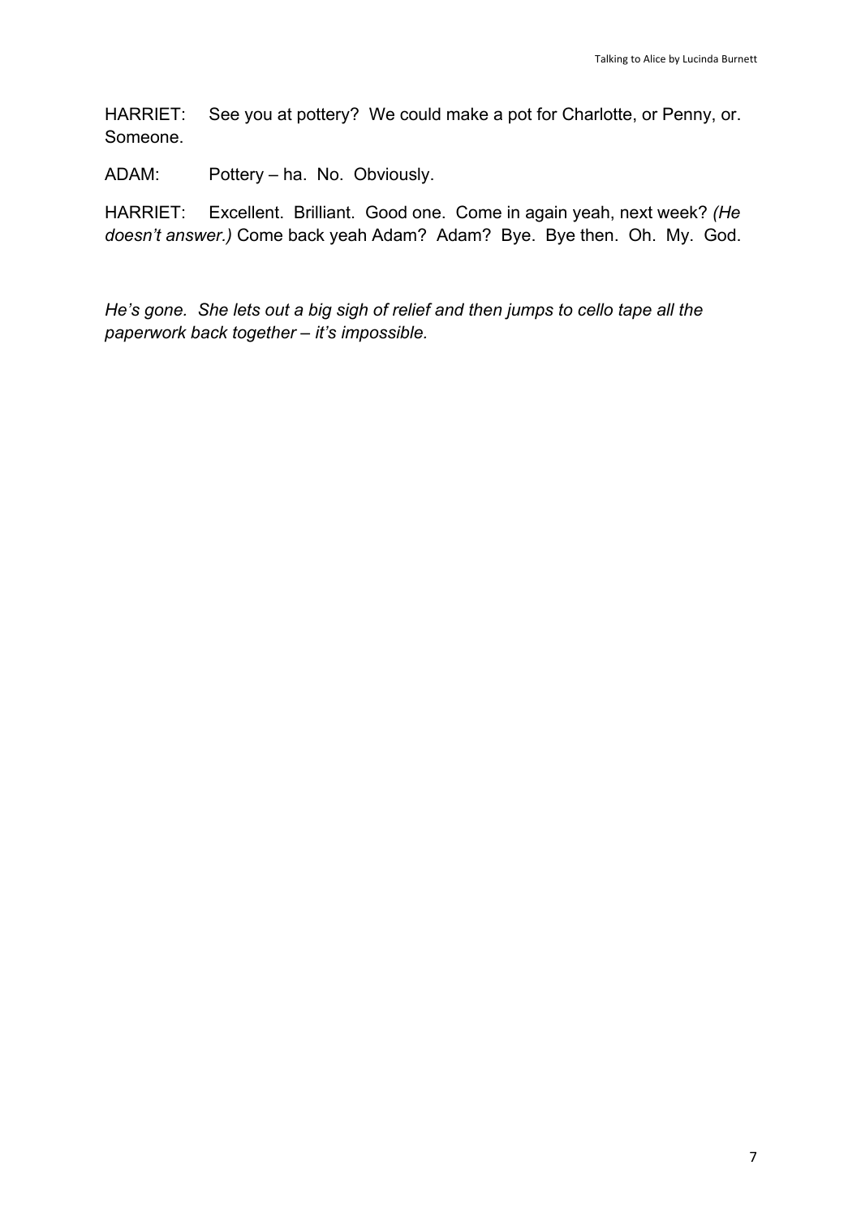HARRIET: See you at pottery? We could make a pot for Charlotte, or Penny, or. Someone.

ADAM: Pottery – ha. No. Obviously.

HARRIET: Excellent. Brilliant. Good one. Come in again yeah, next week? *(He doesn't answer.)* Come back yeah Adam? Adam? Bye. Bye then. Oh. My. God.

*He's gone. She lets out a big sigh of relief and then jumps to cello tape all the paperwork back together – it's impossible.*